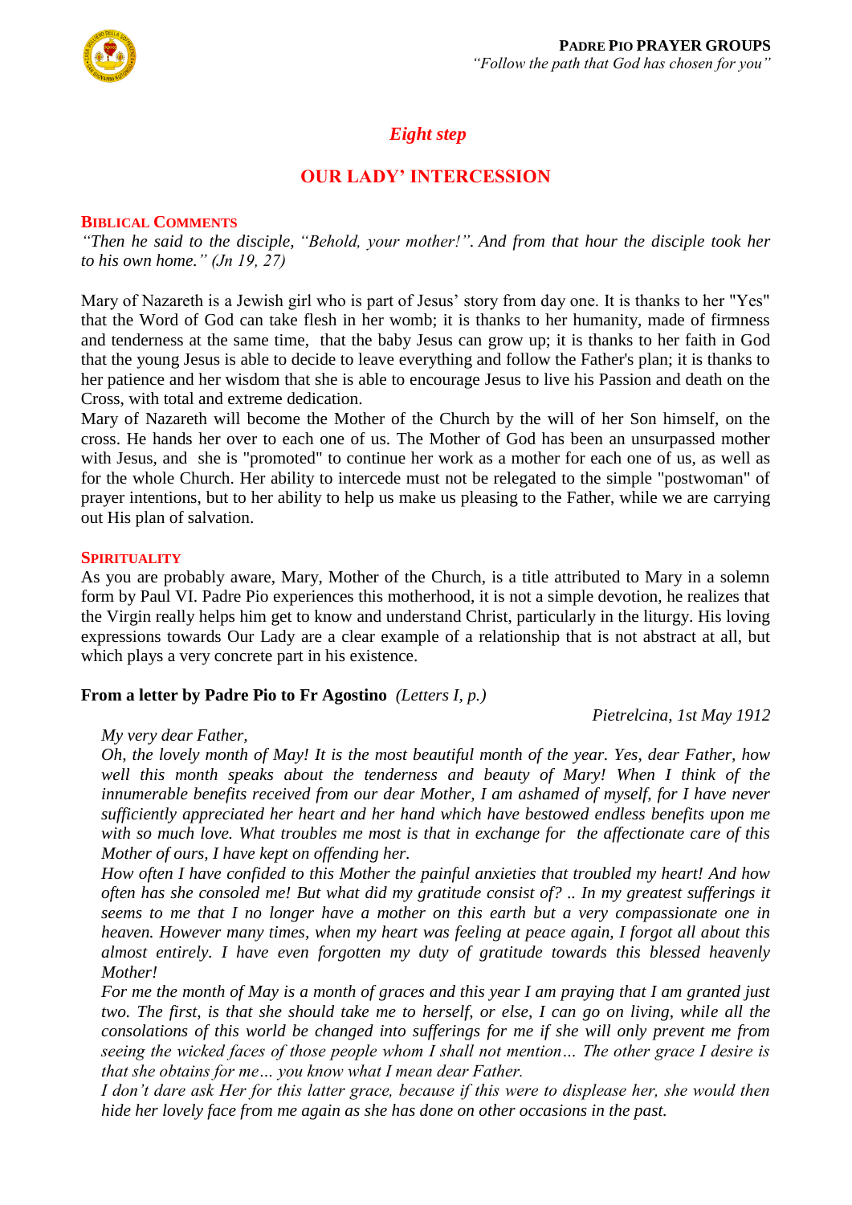# *Eight step*

## OUR LADY' INTERCESSION

### BIBLICAL COMMENTS

*"Then he said to the disciple, "Behold, your mother!". And from that hour the disciple took her to his own home." (Jn 19, 27)*

Mary of Nazareth is a Jewish girl who is part of Jesus' story from day one. It is thanks to her "Yes" that the Word of God can take flesh in her womb; it is thanks to her humanity, made of firmness and tenderness at the same time, that the baby Jesus can grow up; it is thanks to her faith in God that the young Jesus is able to decide to leave everything and follow the Father's plan; it is thanks to her patience and her wisdom that she is able to encourage Jesus to live his Passion and death on the Cross, with total and extreme dedication.

Mary of Nazareth will become the Mother of the Church by the will of her Son himself, on the cross. He hands her over to each one of us. The Mother of God has been an unsurpassed mother with Jesus, and she is "promoted" to continue her work as a mother for each one of us, as well as for the whole Church. Her ability to intercede must not be relegated to the simple "postwoman" of prayer intentions, but to her ability to help us make us pleasing to the Father, while we are carrying out His plan of salvation.

### SPIRITUALITY

As you are probably aware, Mary, Mother of the Church, is a title attributed to Mary in a solemn form by Paul VI. Padre Pio experiences this motherhood, it is not a simple devotion, he realizes that the Virgin really helps him get to know and understand Christ, particularly in the liturgy. His loving expressions towards Our Lady are a clear example of a relationship that is not abstract at all, but which plays a very concrete part in his existence.

**From a letter by Padre Pio to Fr Agostino** *(Letters I, p.)*

*Pietrelcina, 1st May 1912*

> *My very dear Father,*
>
> *Oh, the lovely month of May! It is the most beautiful month of the year. Yes, dear Father, how well this month speaks about the tenderness and beauty of Mary! When I think of the innumerable benefits received from our dear Mother, I am ashamed of myself, for I have never sufficiently appreciated her heart and her hand which have bestowed endless benefits upon me with so much love. What troubles me most is that in exchange for the affectionate care of this Mother of ours, I have kept on offending her.*
>
> *How often I have confided to this Mother the painful anxieties that troubled my heart! And how often has she consoled me! But what did my gratitude consist of? .. In my greatest sufferings it seems to me that I no longer have a mother on this earth but a very compassionate one in heaven. However many times, when my heart was feeling at peace again, I forgot all about this almost entirely. I have even forgotten my duty of gratitude towards this blessed heavenly Mother!*
>
> *For me the month of May is a month of graces and this year I am praying that I am granted just two. The first, is that she should take me to herself, or else, I can go on living, while all the consolations of this world be changed into sufferings for me if she will only prevent me from seeing the wicked faces of those people whom I shall not mention… The other grace I desire is that she obtains for me… you know what I mean dear Father.*
>
> *I don't dare ask Her for this latter grace, because if this were to displease her, she would then hide her lovely face from me again as she has done on other occasions in the past.*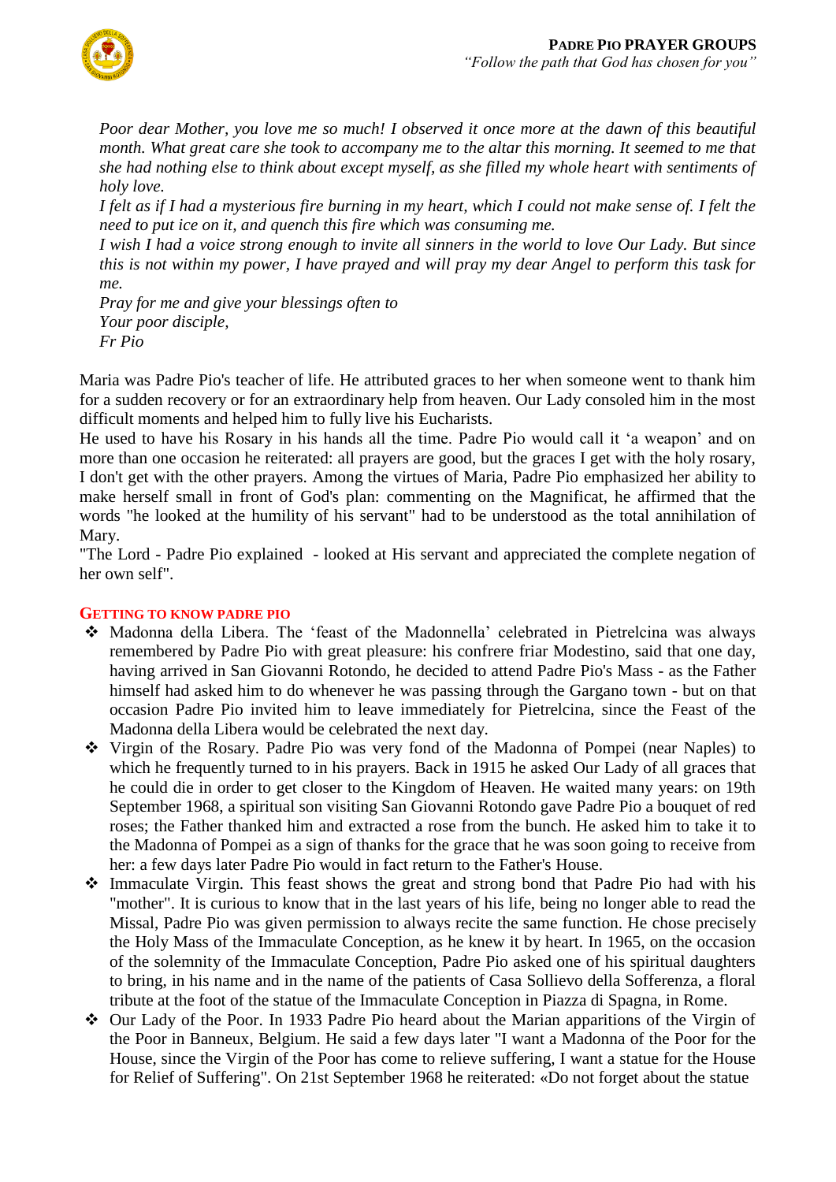*Poor dear Mother, you love me so much! I observed it once more at the dawn of this beautiful month. What great care she took to accompany me to the altar this morning. It seemed to me that she had nothing else to think about except myself, as she filled my whole heart with sentiments of holy love.*
*I felt as if I had a mysterious fire burning in my heart, which I could not make sense of. I felt the need to put ice on it, and quench this fire which was consuming me.*
*I wish I had a voice strong enough to invite all sinners in the world to love Our Lady. But since this is not within my power, I have prayed and will pray my dear Angel to perform this task for me.*
*Pray for me and give your blessings often to*
*Your poor disciple,*
*Fr Pio*

Maria was Padre Pio's teacher of life. He attributed graces to her when someone went to thank him for a sudden recovery or for an extraordinary help from heaven. Our Lady consoled him in the most difficult moments and helped him to fully live his Eucharists.
He used to have his Rosary in his hands all the time. Padre Pio would call it 'a weapon' and on more than one occasion he reiterated: all prayers are good, but the graces I get with the holy rosary, I don't get with the other prayers. Among the virtues of Maria, Padre Pio emphasized her ability to make herself small in front of God's plan: commenting on the Magnificat, he affirmed that the words "he looked at the humility of his servant" had to be understood as the total annihilation of Mary.
"The Lord - Padre Pio explained - looked at His servant and appreciated the complete negation of her own self".

## GETTING TO KNOW PADRE PIO

- Madonna della Libera. The 'feast of the Madonnella' celebrated in Pietrelcina was always remembered by Padre Pio with great pleasure: his confrere friar Modestino, said that one day, having arrived in San Giovanni Rotondo, he decided to attend Padre Pio's Mass - as the Father himself had asked him to do whenever he was passing through the Gargano town - but on that occasion Padre Pio invited him to leave immediately for Pietrelcina, since the Feast of the Madonna della Libera would be celebrated the next day.
- Virgin of the Rosary. Padre Pio was very fond of the Madonna of Pompei (near Naples) to which he frequently turned to in his prayers. Back in 1915 he asked Our Lady of all graces that he could die in order to get closer to the Kingdom of Heaven. He waited many years: on 19th September 1968, a spiritual son visiting San Giovanni Rotondo gave Padre Pio a bouquet of red roses; the Father thanked him and extracted a rose from the bunch. He asked him to take it to the Madonna of Pompei as a sign of thanks for the grace that he was soon going to receive from her: a few days later Padre Pio would in fact return to the Father's House.
- Immaculate Virgin. This feast shows the great and strong bond that Padre Pio had with his "mother". It is curious to know that in the last years of his life, being no longer able to read the Missal, Padre Pio was given permission to always recite the same function. He chose precisely the Holy Mass of the Immaculate Conception, as he knew it by heart. In 1965, on the occasion of the solemnity of the Immaculate Conception, Padre Pio asked one of his spiritual daughters to bring, in his name and in the name of the patients of Casa Sollievo della Sofferenza, a floral tribute at the foot of the statue of the Immaculate Conception in Piazza di Spagna, in Rome.
- Our Lady of the Poor. In 1933 Padre Pio heard about the Marian apparitions of the Virgin of the Poor in Banneux, Belgium. He said a few days later "I want a Madonna of the Poor for the House, since the Virgin of the Poor has come to relieve suffering, I want a statue for the House for Relief of Suffering". On 21st September 1968 he reiterated: «Do not forget about the statue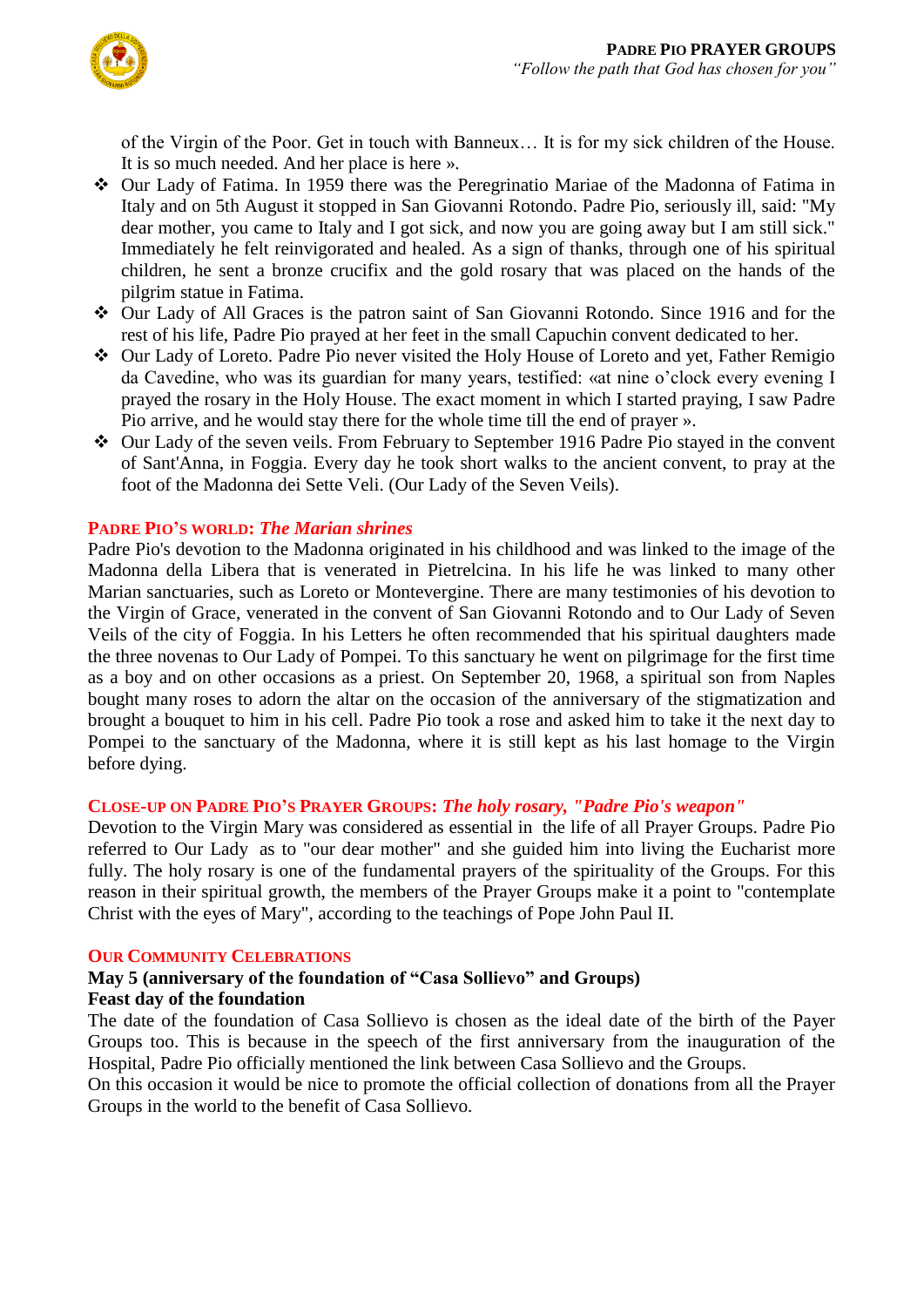of the Virgin of the Poor. Get in touch with Banneux… It is for my sick children of the House. It is so much needed. And her place is here ».

- Our Lady of Fatima. In 1959 there was the Peregrinatio Mariae of the Madonna of Fatima in Italy and on 5th August it stopped in San Giovanni Rotondo. Padre Pio, seriously ill, said: "My dear mother, you came to Italy and I got sick, and now you are going away but I am still sick." Immediately he felt reinvigorated and healed. As a sign of thanks, through one of his spiritual children, he sent a bronze crucifix and the gold rosary that was placed on the hands of the pilgrim statue in Fatima.
- Our Lady of All Graces is the patron saint of San Giovanni Rotondo. Since 1916 and for the rest of his life, Padre Pio prayed at her feet in the small Capuchin convent dedicated to her.
- Our Lady of Loreto. Padre Pio never visited the Holy House of Loreto and yet, Father Remigio da Cavedine, who was its guardian for many years, testified: «at nine o'clock every evening I prayed the rosary in the Holy House. The exact moment in which I started praying, I saw Padre Pio arrive, and he would stay there for the whole time till the end of prayer ».
- Our Lady of the seven veils. From February to September 1916 Padre Pio stayed in the convent of Sant'Anna, in Foggia. Every day he took short walks to the ancient convent, to pray at the foot of the Madonna dei Sette Veli. (Our Lady of the Seven Veils).

## PADRE PIO'S WORLD: *The Marian shrines*

Padre Pio's devotion to the Madonna originated in his childhood and was linked to the image of the Madonna della Libera that is venerated in Pietrelcina. In his life he was linked to many other Marian sanctuaries, such as Loreto or Montevergine. There are many testimonies of his devotion to the Virgin of Grace, venerated in the convent of San Giovanni Rotondo and to Our Lady of Seven Veils of the city of Foggia. In his Letters he often recommended that his spiritual daughters made the three novenas to Our Lady of Pompei. To this sanctuary he went on pilgrimage for the first time as a boy and on other occasions as a priest. On September 20, 1968, a spiritual son from Naples bought many roses to adorn the altar on the occasion of the anniversary of the stigmatization and brought a bouquet to him in his cell. Padre Pio took a rose and asked him to take it the next day to Pompei to the sanctuary of the Madonna, where it is still kept as his last homage to the Virgin before dying.

## CLOSE-UP ON PADRE PIO'S PRAYER GROUPS: *The holy rosary, "Padre Pio's weapon"*

Devotion to the Virgin Mary was considered as essential in the life of all Prayer Groups. Padre Pio referred to Our Lady as to "our dear mother" and she guided him into living the Eucharist more fully. The holy rosary is one of the fundamental prayers of the spirituality of the Groups. For this reason in their spiritual growth, the members of the Prayer Groups make it a point to "contemplate Christ with the eyes of Mary", according to the teachings of Pope John Paul II.

## OUR COMMUNITY CELEBRATIONS

**May 5 (anniversary of the foundation of "Casa Sollievo" and Groups)**
**Feast day of the foundation**

The date of the foundation of Casa Sollievo is chosen as the ideal date of the birth of the Payer Groups too. This is because in the speech of the first anniversary from the inauguration of the Hospital, Padre Pio officially mentioned the link between Casa Sollievo and the Groups.
On this occasion it would be nice to promote the official collection of donations from all the Prayer Groups in the world to the benefit of Casa Sollievo.